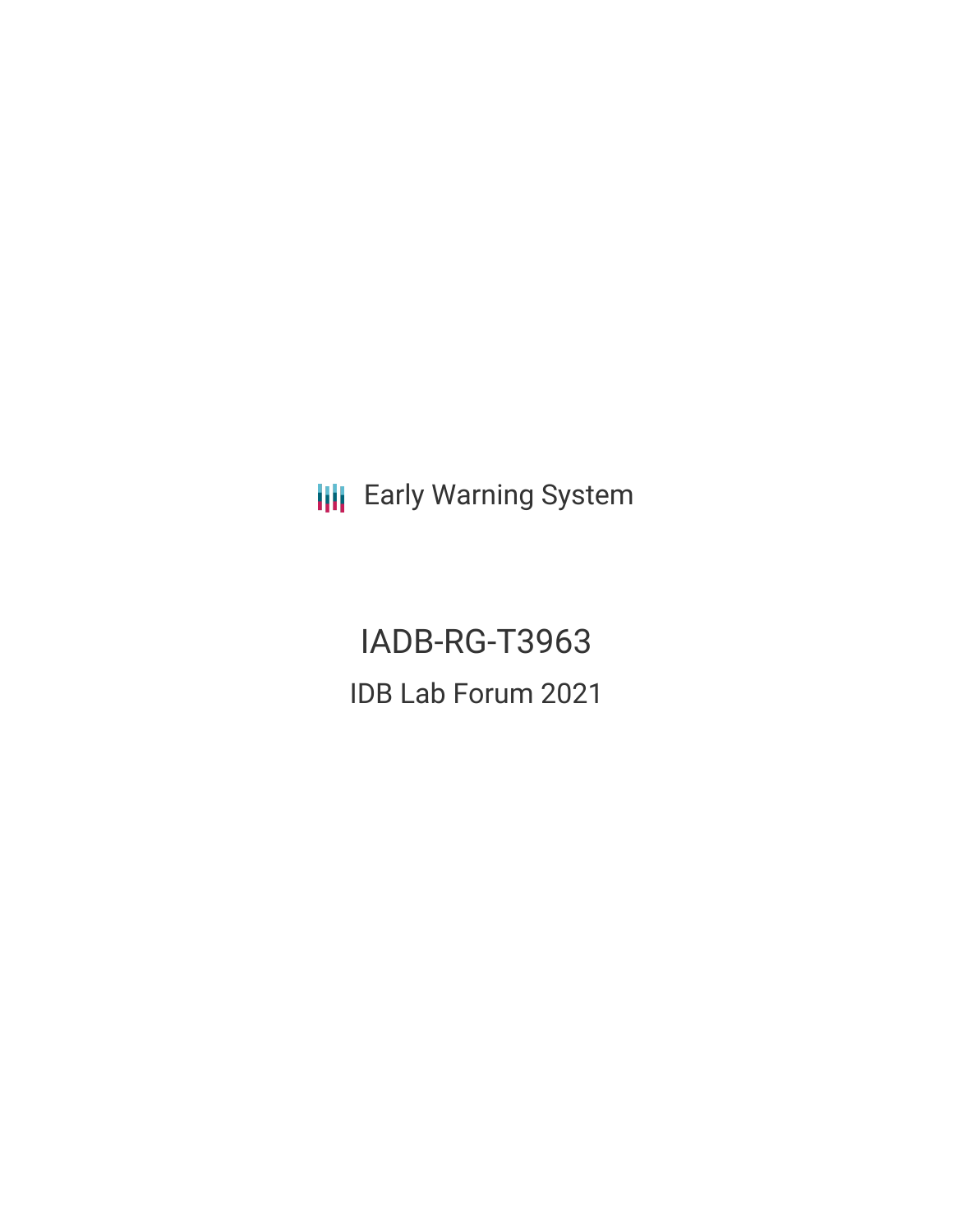Early Warning System

# IADB-RG-T3963

## IDB Lab Forum 2021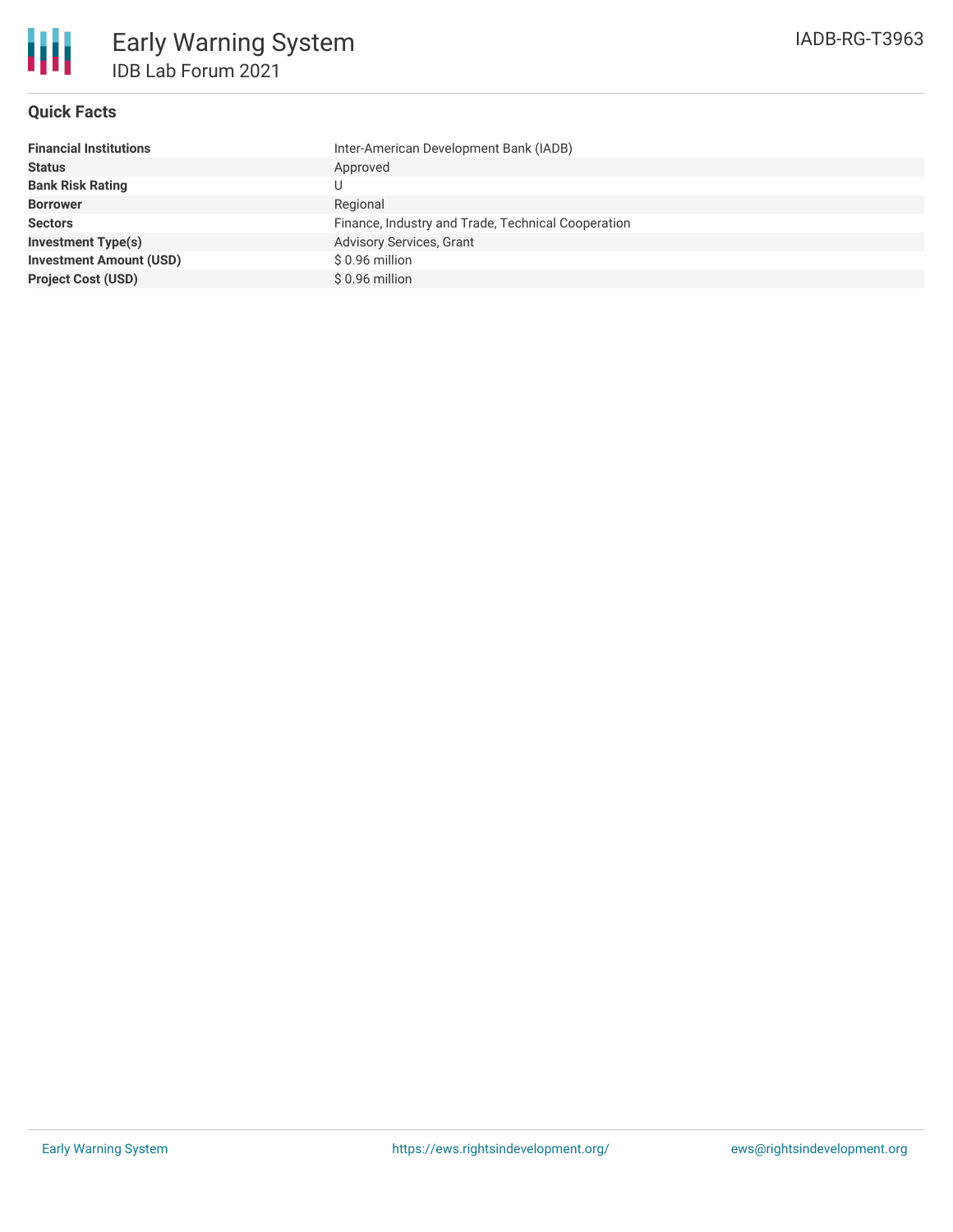# Early Warning System

## IDB Lab Forum 2021

IADB-RG-T3963

### Quick Facts

| | |
|---|---|
| **Financial Institutions** | Inter-American Development Bank (IADB) |
| **Status** | Approved |
| **Bank Risk Rating** | U |
| **Borrower** | Regional |
| **Sectors** | Finance, Industry and Trade, Technical Cooperation |
| **Investment Type(s)** | Advisory Services, Grant |
| **Investment Amount (USD)** | $ 0.96 million |
| **Project Cost (USD)** | $ 0.96 million |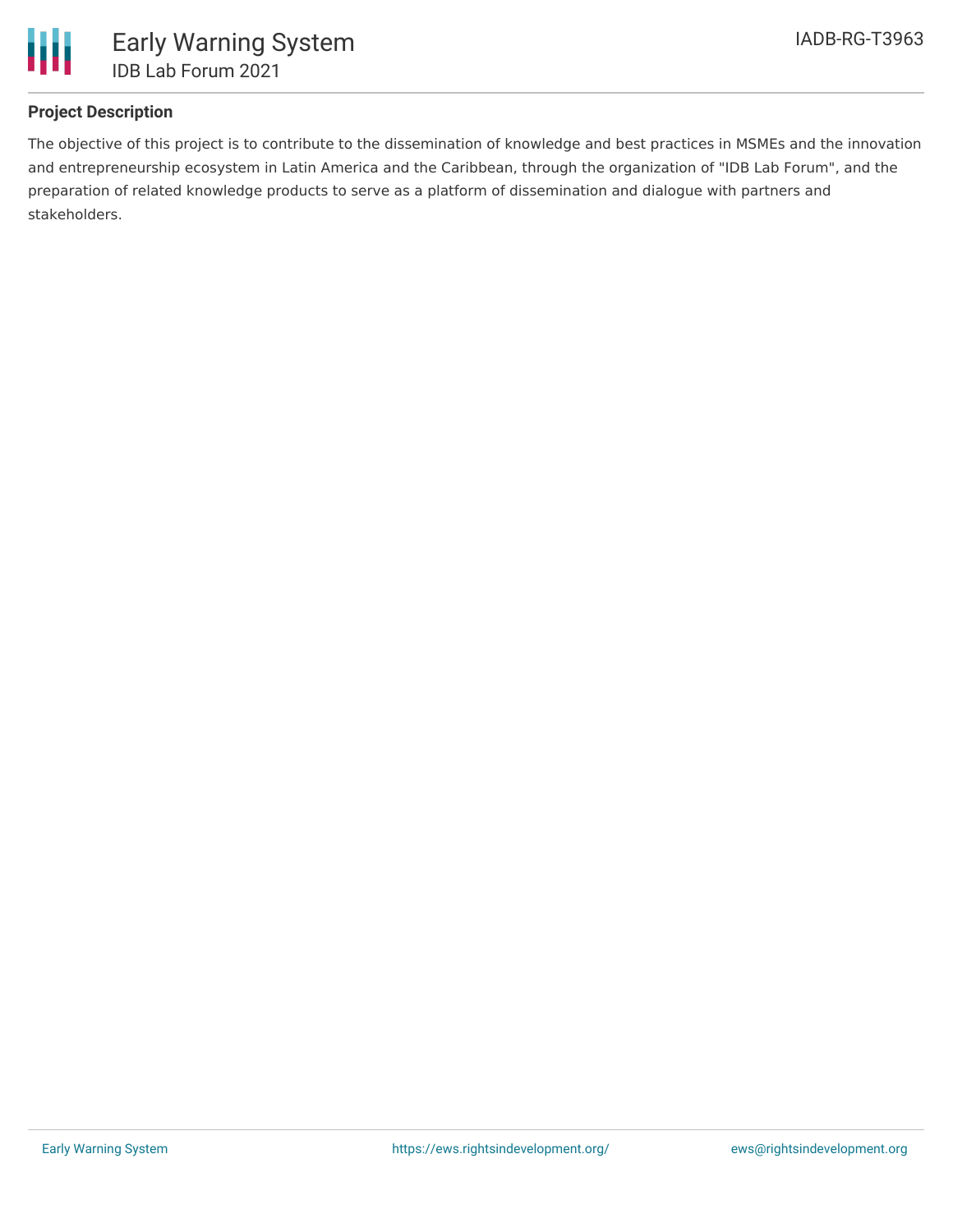### Project Description

The objective of this project is to contribute to the dissemination of knowledge and best practices in MSMEs and the innovation and entrepreneurship ecosystem in Latin America and the Caribbean, through the organization of "IDB Lab Forum", and the preparation of related knowledge products to serve as a platform of dissemination and dialogue with partners and stakeholders.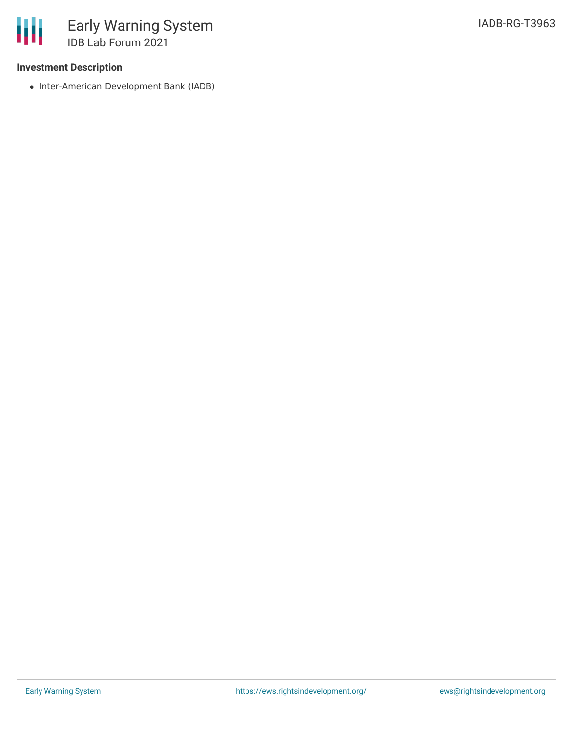### Investment Description

- Inter-American Development Bank (IADB)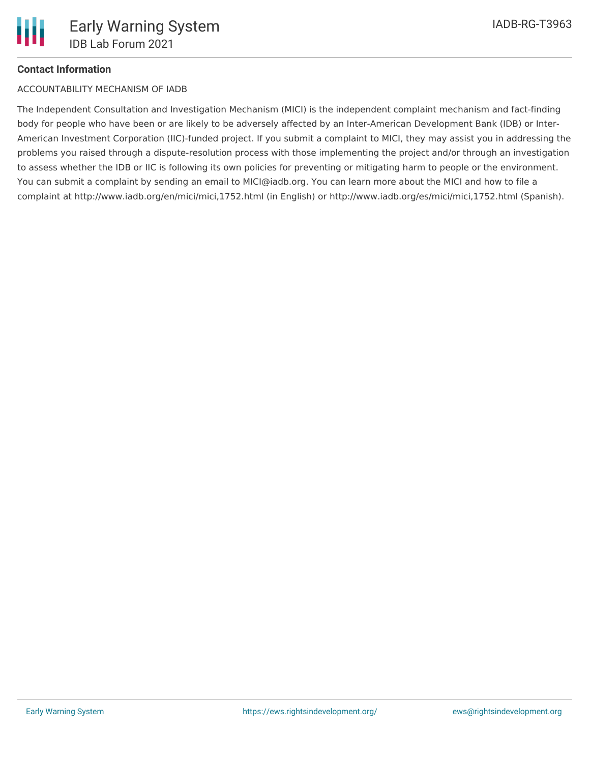**Contact Information**

ACCOUNTABILITY MECHANISM OF IADB

The Independent Consultation and Investigation Mechanism (MICI) is the independent complaint mechanism and fact-finding body for people who have been or are likely to be adversely affected by an Inter-American Development Bank (IDB) or Inter-American Investment Corporation (IIC)-funded project. If you submit a complaint to MICI, they may assist you in addressing the problems you raised through a dispute-resolution process with those implementing the project and/or through an investigation to assess whether the IDB or IIC is following its own policies for preventing or mitigating harm to people or the environment. You can submit a complaint by sending an email to MICI@iadb.org. You can learn more about the MICI and how to file a complaint at http://www.iadb.org/en/mici/mici,1752.html (in English) or http://www.iadb.org/es/mici/mici,1752.html (Spanish).